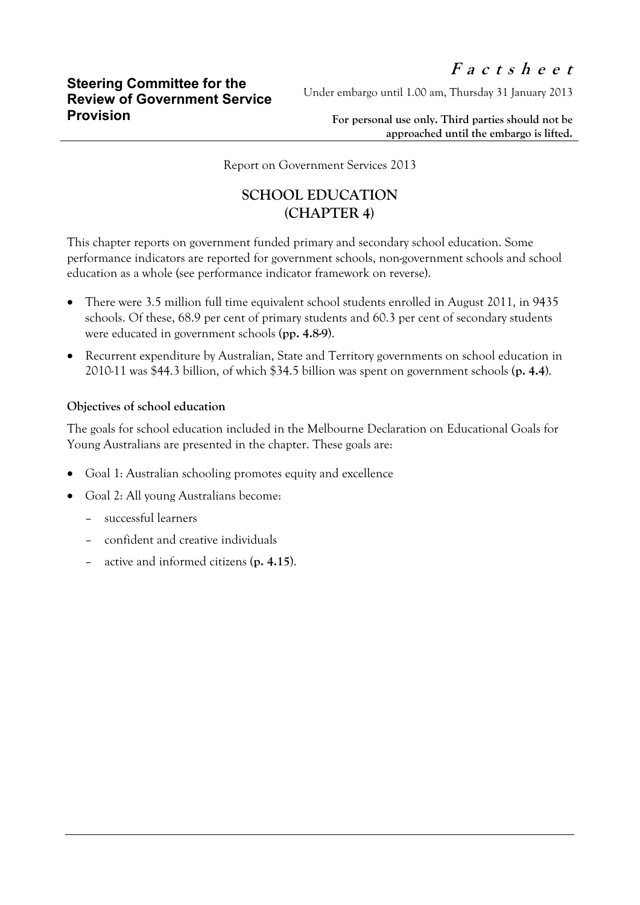**Steering Committee for the Review of Government Service Provision**

***F a c t s h e e t***

Under embargo until 1.00 am, Thursday 31 January 2013

**For personal use only. Third parties should not be approached until the embargo is lifted.**

---

Report on Government Services 2013

# SCHOOL EDUCATION (CHAPTER 4)

This chapter reports on government funded primary and secondary school education. Some performance indicators are reported for government schools, non-government schools and school education as a whole (see performance indicator framework on reverse).

- There were 3.5 million full time equivalent school students enrolled in August 2011, in 9435 schools. Of these, 68.9 per cent of primary students and 60.3 per cent of secondary students were educated in government schools (**pp. 4.8-9**).
- Recurrent expenditure by Australian, State and Territory governments on school education in 2010-11 was $44.3 billion, of which $34.5 billion was spent on government schools (**p. 4.4**).

### Objectives of school education

The goals for school education included in the Melbourne Declaration on Educational Goals for Young Australians are presented in the chapter. These goals are:

- Goal 1: Australian schooling promotes equity and excellence
- Goal 2: All young Australians become:
  - successful learners
  - confident and creative individuals
  - active and informed citizens (**p. 4.15**).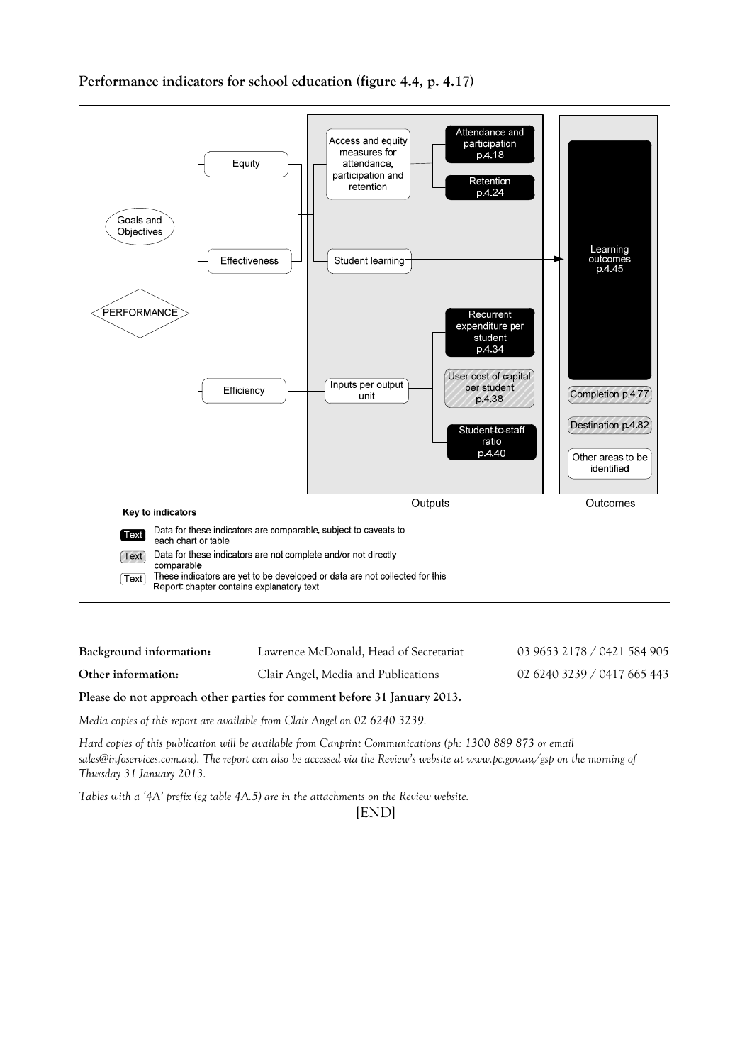**Performance indicators for school education (figure 4.4, p. 4.17)**

PERFORMANCE

Goals and Objectives

Equity

Effectiveness

Efficiency

Access and equity measures for attendance, participation and retention

Attendance and participation p.4.18

Retention p.4.24

Student learning

Learning outcomes p.4.45

Inputs per output unit

Recurrent expenditure per student p.4.34

User cost of capital per student p.4.38

Student-to-staff ratio p.4.40

Completion p.4.77

Destination p.4.82

Other areas to be identified

Outputs

Outcomes

Key to indicators

Text Data for these indicators are comparable, subject to caveats to each chart or table

Text Data for these indicators are not complete and/or not directly comparable

Text These indicators are yet to be developed or data are not collected for this Report: chapter contains explanatory text

| | | |
|---|---|---|
| **Background information:** | Lawrence McDonald, Head of Secretariat | 03 9653 2178 / 0421 584 905 |
| **Other information:** | Clair Angel, Media and Publications | 02 6240 3239 / 0417 665 443 |

**Please do not approach other parties for comment before 31 January 2013.**

*Media copies of this report are available from Clair Angel on 02 6240 3239.*

*Hard copies of this publication will be available from Canprint Communications (ph: 1300 889 873 or email sales@infoservices.com.au). The report can also be accessed via the Review's website at www.pc.gov.au/gsp on the morning of Thursday 31 January 2013.*

*Tables with a '4A' prefix (eg table 4A.5) are in the attachments on the Review website.*

[END]